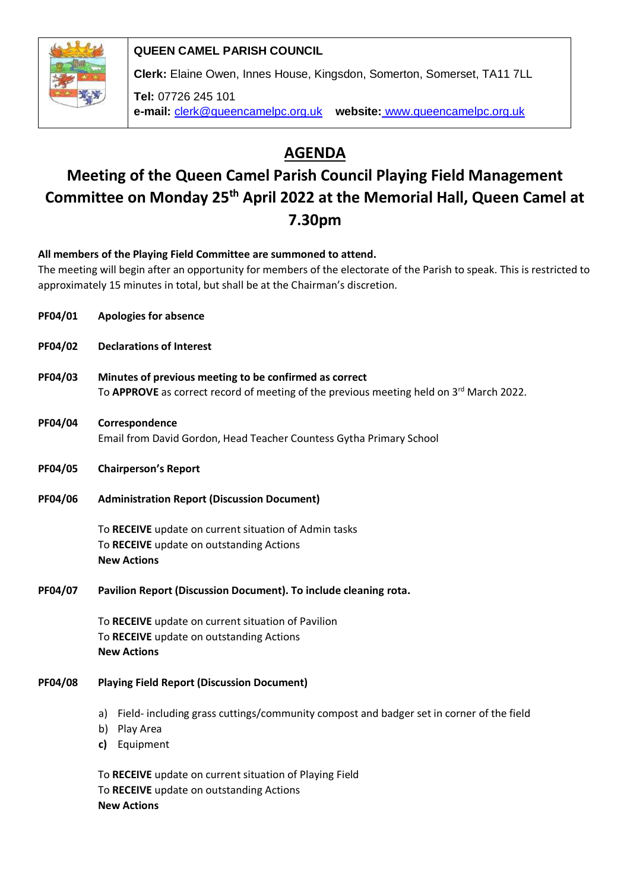**QUEEN CAMEL PARISH COUNCIL**

**Clerk:** Elaine Owen, Innes House, Kingsdon, Somerton, Somerset, TA11 7LL

**Tel:** 07726 245 101
**e-mail:** clerk@queencamelpc.org.uk **website:** www.queencamelpc.org.uk

# AGENDA

## Meeting of the Queen Camel Parish Council Playing Field Management Committee on Monday 25th April 2022 at the Memorial Hall, Queen Camel at 7.30pm

**All members of the Playing Field Committee are summoned to attend.**
The meeting will begin after an opportunity for members of the electorate of the Parish to speak. This is restricted to approximately 15 minutes in total, but shall be at the Chairman's discretion.

**PF04/01 Apologies for absence**

**PF04/02 Declarations of Interest**

**PF04/03 Minutes of previous meeting to be confirmed as correct**
To **APPROVE** as correct record of meeting of the previous meeting held on 3rd March 2022.

**PF04/04 Correspondence**
Email from David Gordon, Head Teacher Countess Gytha Primary School

**PF04/05 Chairperson's Report**

**PF04/06 Administration Report (Discussion Document)**

To **RECEIVE** update on current situation of Admin tasks
To **RECEIVE** update on outstanding Actions
**New Actions**

**PF04/07 Pavilion Report (Discussion Document). To include cleaning rota.**

To **RECEIVE** update on current situation of Pavilion
To **RECEIVE** update on outstanding Actions
**New Actions**

**PF04/08 Playing Field Report (Discussion Document)**

a) Field- including grass cuttings/community compost and badger set in corner of the field
b) Play Area
c) Equipment

To **RECEIVE** update on current situation of Playing Field
To **RECEIVE** update on outstanding Actions
**New Actions**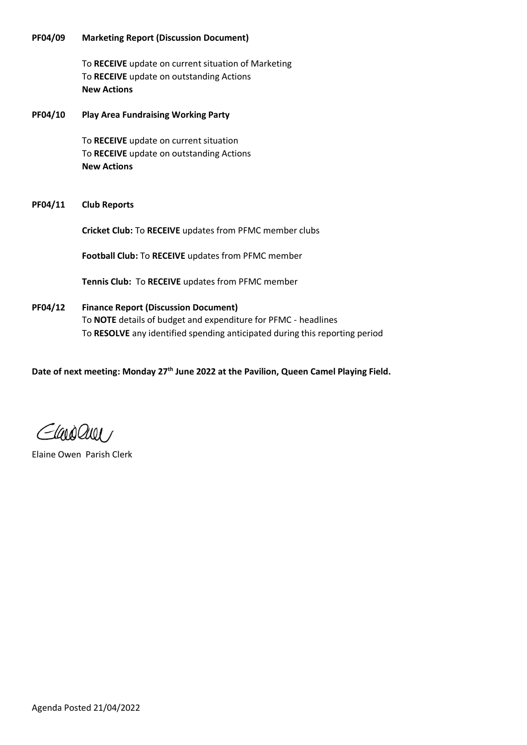**PF04/09 Marketing Report (Discussion Document)**

To **RECEIVE** update on current situation of Marketing
To **RECEIVE** update on outstanding Actions
**New Actions**

**PF04/10 Play Area Fundraising Working Party**

To **RECEIVE** update on current situation
To **RECEIVE** update on outstanding Actions
**New Actions**

**PF04/11 Club Reports**

**Cricket Club:** To **RECEIVE** updates from PFMC member clubs

**Football Club:** To **RECEIVE** updates from PFMC member

**Tennis Club:** To **RECEIVE** updates from PFMC member

**PF04/12 Finance Report (Discussion Document)**
To **NOTE** details of budget and expenditure for PFMC - headlines
To **RESOLVE** any identified spending anticipated during this reporting period

**Date of next meeting: Monday 27th June 2022 at the Pavilion, Queen Camel Playing Field.**

Elaine Owen Parish Clerk

Agenda Posted 21/04/2022